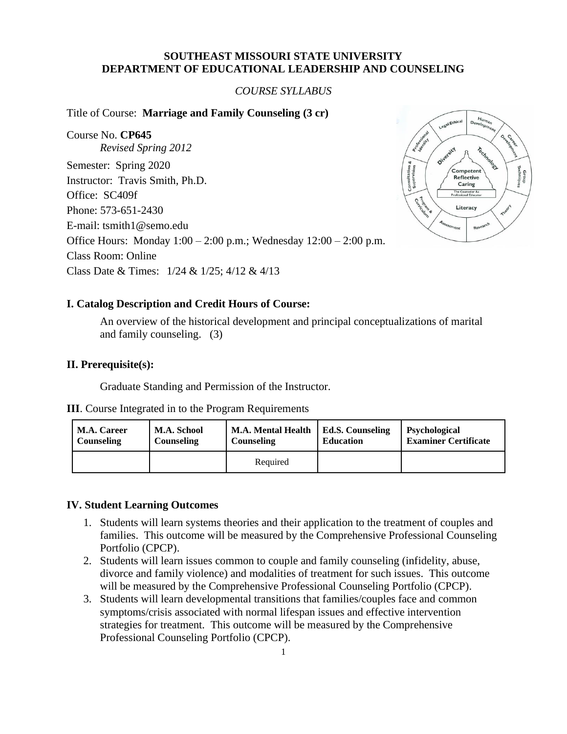**SOUTHEAST MISSOURI STATE UNIVERSITY**
**DEPARTMENT OF EDUCATIONAL LEADERSHIP AND COUNSELING**

*COURSE SYLLABUS*

Title of Course: **Marriage and Family Counseling (3 cr)**

Course No. **CP645**
*Revised Spring 2012*

Semester: Spring 2020
Instructor: Travis Smith, Ph.D.
Office: SC409f
Phone: 573-651-2430
E-mail: tsmith1@semo.edu
Office Hours: Monday 1:00 – 2:00 p.m.; Wednesday 12:00 – 2:00 p.m.
Class Room: Online
Class Date & Times: 1/24 & 1/25; 4/12 & 4/13

## I. Catalog Description and Credit Hours of Course:

An overview of the historical development and principal conceptualizations of marital and family counseling. (3)

## II. Prerequisite(s):

Graduate Standing and Permission of the Instructor.

**III**. Course Integrated in to the Program Requirements

| M.A. Career Counseling | M.A. School Counseling | M.A. Mental Health Counseling | Ed.S. Counseling Education | Psychological Examiner Certificate |
|---|---|---|---|---|
| | | Required | | |

## IV. Student Learning Outcomes

1. Students will learn systems theories and their application to the treatment of couples and families. This outcome will be measured by the Comprehensive Professional Counseling Portfolio (CPCP).
2. Students will learn issues common to couple and family counseling (infidelity, abuse, divorce and family violence) and modalities of treatment for such issues. This outcome will be measured by the Comprehensive Professional Counseling Portfolio (CPCP).
3. Students will learn developmental transitions that families/couples face and common symptoms/crisis associated with normal lifespan issues and effective intervention strategies for treatment. This outcome will be measured by the Comprehensive Professional Counseling Portfolio (CPCP).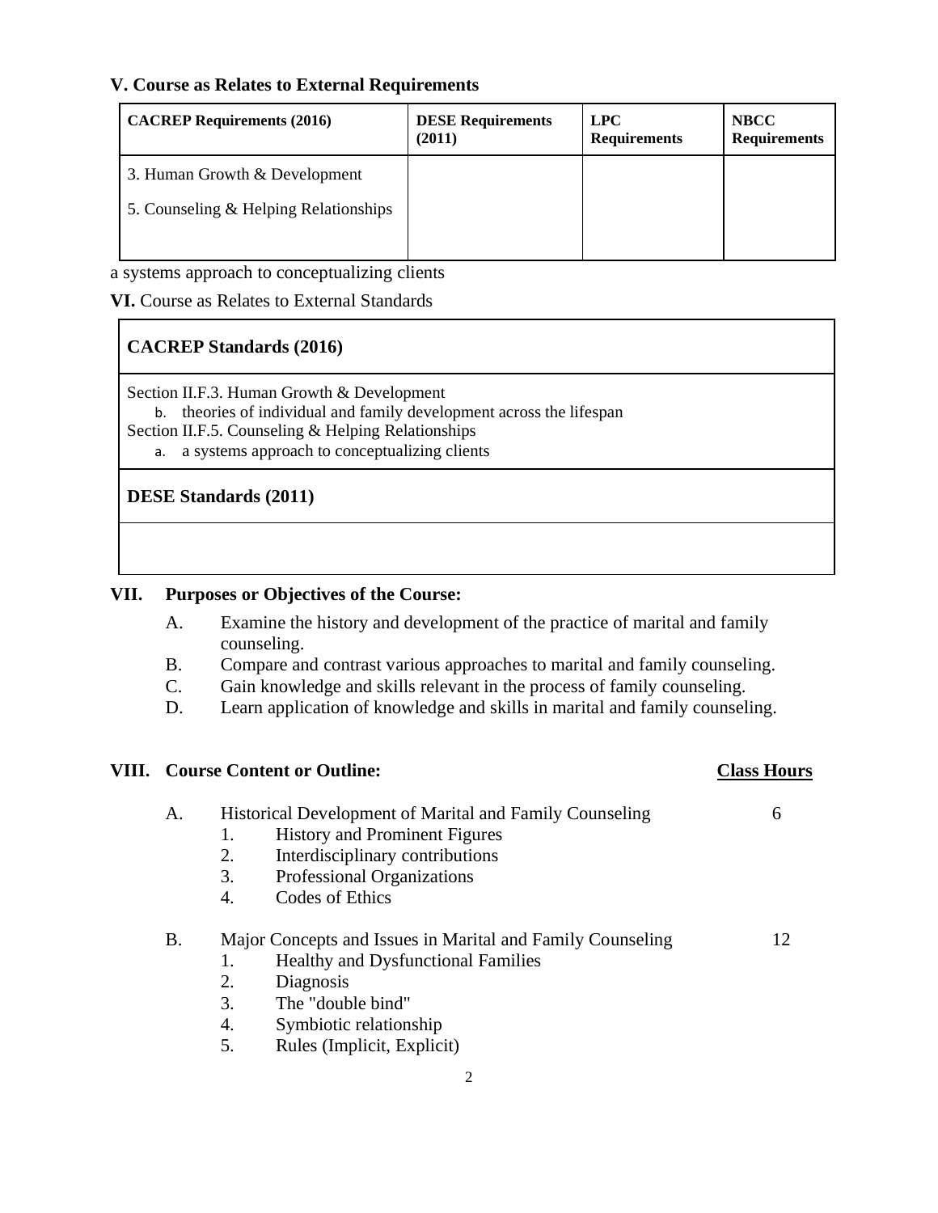## V. Course as Relates to External Requirements

| CACREP Requirements (2016) | DESE Requirements (2011) | LPC Requirements | NBCC Requirements |
|---|---|---|---|
| 3. Human Growth & Development<br>5. Counseling & Helping Relationships | | | |

a systems approach to conceptualizing clients

**VI.** Course as Relates to External Standards

| **CACREP Standards (2016)** |
|---|
| Section II.F.3. Human Growth & Development<br>b. theories of individual and family development across the lifespan<br>Section II.F.5. Counseling & Helping Relationships<br>a. a systems approach to conceptualizing clients |
| **DESE Standards (2011)** |
| |

## VII. Purposes or Objectives of the Course:

A. Examine the history and development of the practice of marital and family counseling.
B. Compare and contrast various approaches to marital and family counseling.
C. Gain knowledge and skills relevant in the process of family counseling.
D. Learn application of knowledge and skills in marital and family counseling.

## VIII. Course Content or Outline:

| | Class Hours |
|---|---|
| A. Historical Development of Marital and Family Counseling | 6 |
| 1. History and Prominent Figures | |
| 2. Interdisciplinary contributions | |
| 3. Professional Organizations | |
| 4. Codes of Ethics | |
| B. Major Concepts and Issues in Marital and Family Counseling | 12 |
| 1. Healthy and Dysfunctional Families | |
| 2. Diagnosis | |
| 3. The "double bind" | |
| 4. Symbiotic relationship | |
| 5. Rules (Implicit, Explicit) | |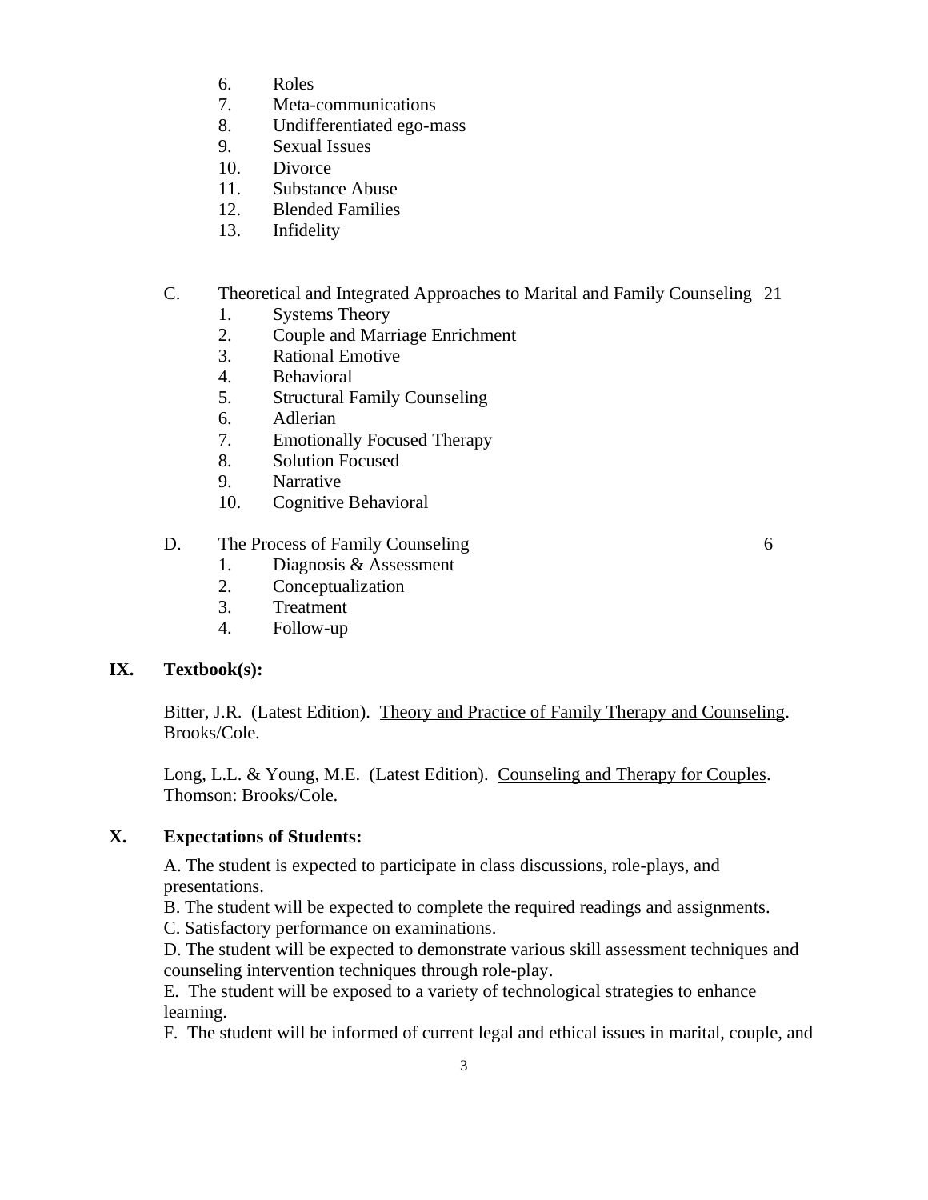6. Roles
7. Meta-communications
8. Undifferentiated ego-mass
9. Sexual Issues
10. Divorce
11. Substance Abuse
12. Blended Families
13. Infidelity

C. Theoretical and Integrated Approaches to Marital and Family Counseling 21

1. Systems Theory
2. Couple and Marriage Enrichment
3. Rational Emotive
4. Behavioral
5. Structural Family Counseling
6. Adlerian
7. Emotionally Focused Therapy
8. Solution Focused
9. Narrative
10. Cognitive Behavioral

D. The Process of Family Counseling 6

1. Diagnosis & Assessment
2. Conceptualization
3. Treatment
4. Follow-up

## IX. Textbook(s):

Bitter, J.R. (Latest Edition). Theory and Practice of Family Therapy and Counseling. Brooks/Cole.

Long, L.L. & Young, M.E. (Latest Edition). Counseling and Therapy for Couples. Thomson: Brooks/Cole.

## X. Expectations of Students:

A. The student is expected to participate in class discussions, role-plays, and presentations.

B. The student will be expected to complete the required readings and assignments.

C. Satisfactory performance on examinations.

D. The student will be expected to demonstrate various skill assessment techniques and counseling intervention techniques through role-play.

E. The student will be exposed to a variety of technological strategies to enhance learning.

F. The student will be informed of current legal and ethical issues in marital, couple, and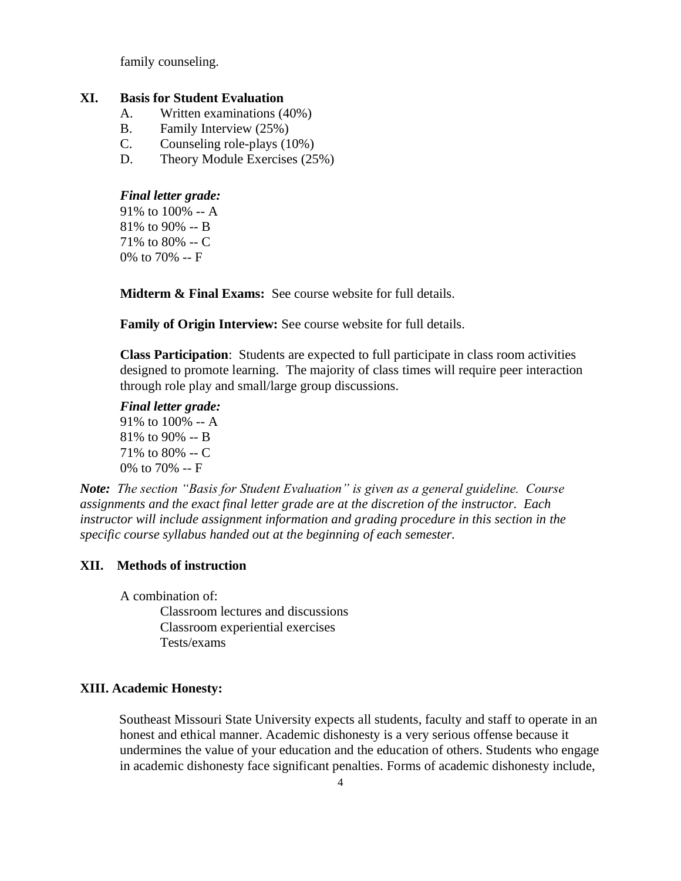family counseling.

## XI. Basis for Student Evaluation

A. Written examinations (40%)
B. Family Interview (25%)
C. Counseling role-plays (10%)
D. Theory Module Exercises (25%)

***Final letter grade:***
91% to 100% -- A
81% to 90% -- B
71% to 80% -- C
0% to 70% -- F

**Midterm & Final Exams:** See course website for full details.

**Family of Origin Interview:** See course website for full details.

**Class Participation**: Students are expected to full participate in class room activities designed to promote learning. The majority of class times will require peer interaction through role play and small/large group discussions.

***Final letter grade:***
91% to 100% -- A
81% to 90% -- B
71% to 80% -- C
0% to 70% -- F

***Note:*** *The section "Basis for Student Evaluation" is given as a general guideline. Course assignments and the exact final letter grade are at the discretion of the instructor. Each instructor will include assignment information and grading procedure in this section in the specific course syllabus handed out at the beginning of each semester.*

## XII. Methods of instruction

A combination of:
- Classroom lectures and discussions
- Classroom experiential exercises
- Tests/exams

## XIII. Academic Honesty:

Southeast Missouri State University expects all students, faculty and staff to operate in an honest and ethical manner. Academic dishonesty is a very serious offense because it undermines the value of your education and the education of others. Students who engage in academic dishonesty face significant penalties. Forms of academic dishonesty include,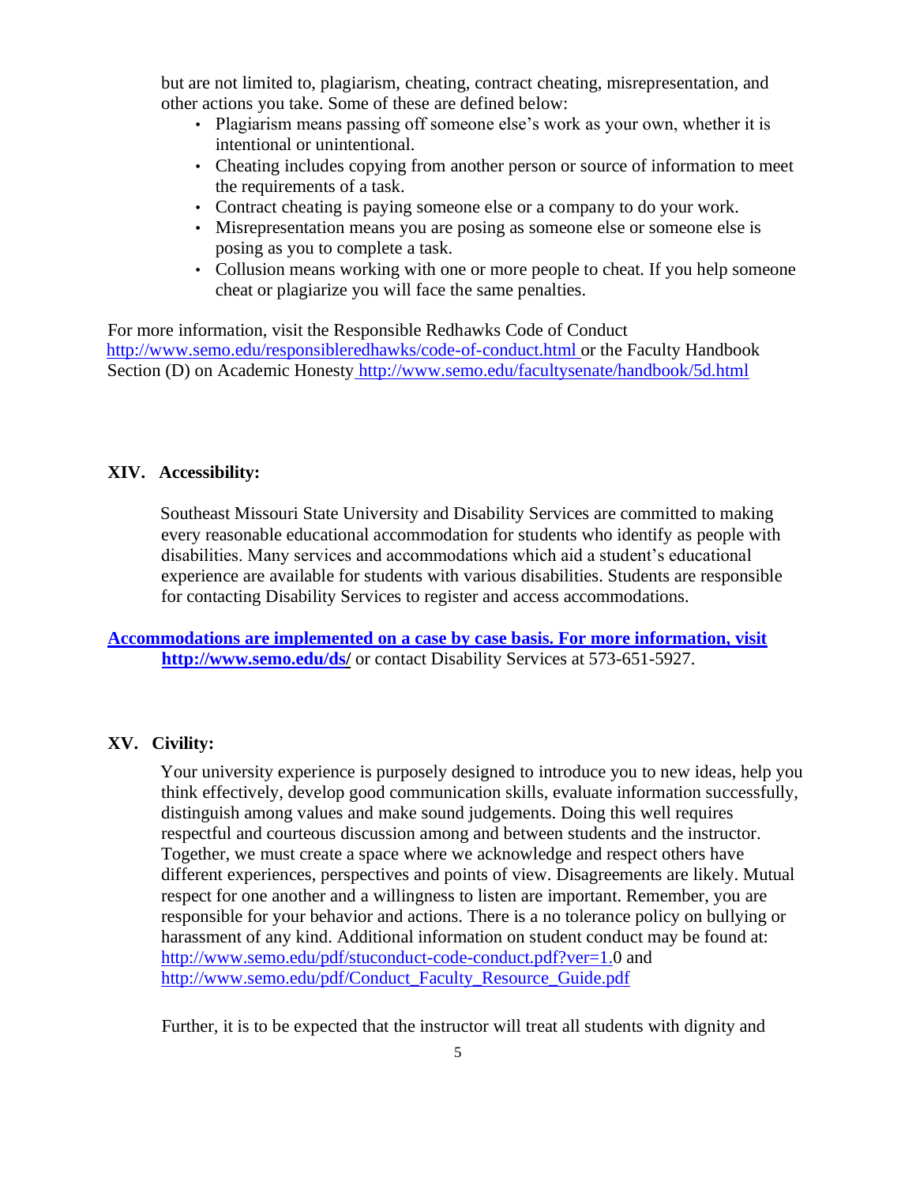but are not limited to, plagiarism, cheating, contract cheating, misrepresentation, and other actions you take. Some of these are defined below:

- Plagiarism means passing off someone else's work as your own, whether it is intentional or unintentional.
- Cheating includes copying from another person or source of information to meet the requirements of a task.
- Contract cheating is paying someone else or a company to do your work.
- Misrepresentation means you are posing as someone else or someone else is posing as you to complete a task.
- Collusion means working with one or more people to cheat. If you help someone cheat or plagiarize you will face the same penalties.

For more information, visit the Responsible Redhawks Code of Conduct http://www.semo.edu/responsibleredhawks/code-of-conduct.html or the Faculty Handbook Section (D) on Academic Honesty http://www.semo.edu/facultysenate/handbook/5d.html

## XIV. Accessibility:

Southeast Missouri State University and Disability Services are committed to making every reasonable educational accommodation for students who identify as people with disabilities. Many services and accommodations which aid a student's educational experience are available for students with various disabilities. Students are responsible for contacting Disability Services to register and access accommodations.

**Accommodations are implemented on a case by case basis. For more information, visit http://www.semo.edu/ds/** or contact Disability Services at 573-651-5927.

## XV. Civility:

Your university experience is purposely designed to introduce you to new ideas, help you think effectively, develop good communication skills, evaluate information successfully, distinguish among values and make sound judgements. Doing this well requires respectful and courteous discussion among and between students and the instructor. Together, we must create a space where we acknowledge and respect others have different experiences, perspectives and points of view. Disagreements are likely. Mutual respect for one another and a willingness to listen are important. Remember, you are responsible for your behavior and actions. There is a no tolerance policy on bullying or harassment of any kind. Additional information on student conduct may be found at: http://www.semo.edu/pdf/stuconduct-code-conduct.pdf?ver=1.0 and http://www.semo.edu/pdf/Conduct_Faculty_Resource_Guide.pdf

Further, it is to be expected that the instructor will treat all students with dignity and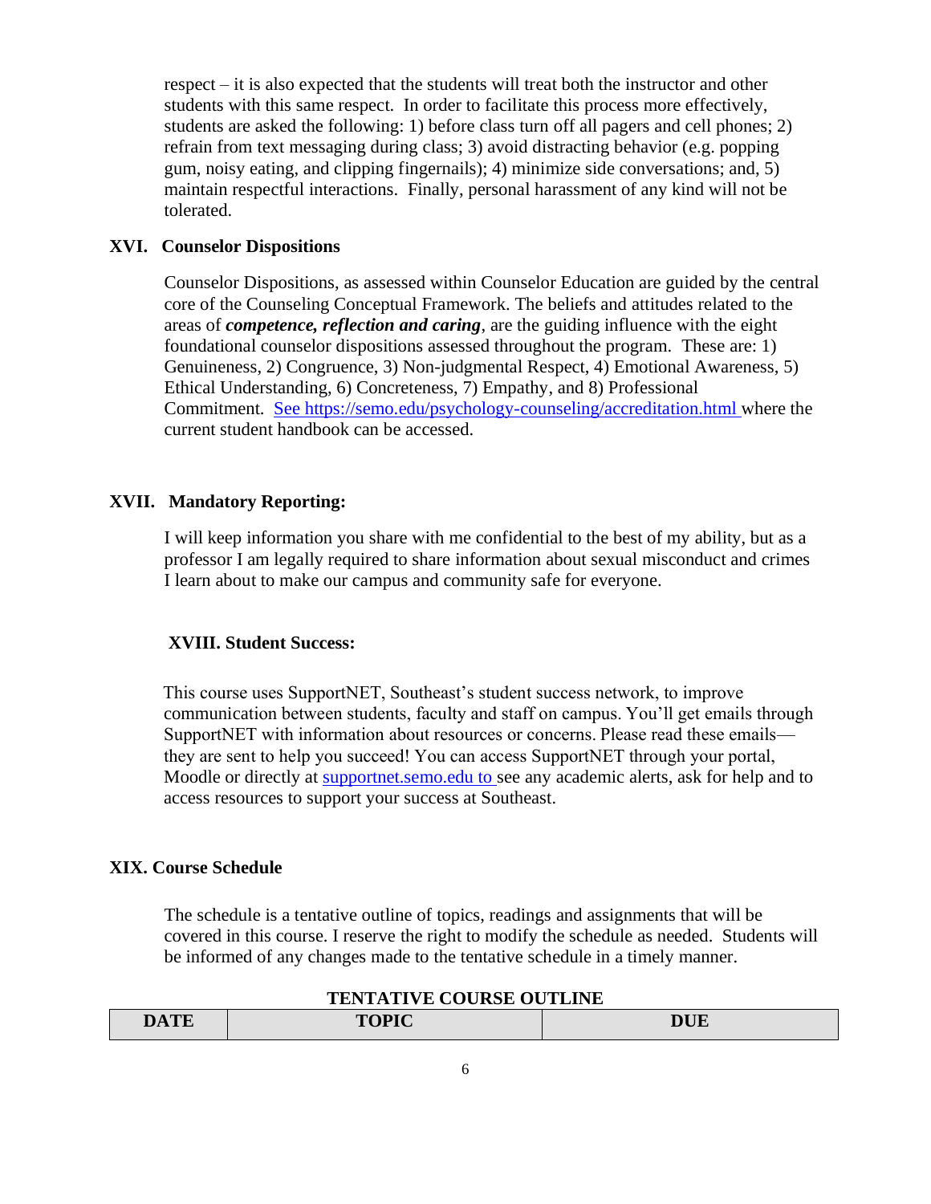respect – it is also expected that the students will treat both the instructor and other students with this same respect. In order to facilitate this process more effectively, students are asked the following: 1) before class turn off all pagers and cell phones; 2) refrain from text messaging during class; 3) avoid distracting behavior (e.g. popping gum, noisy eating, and clipping fingernails); 4) minimize side conversations; and, 5) maintain respectful interactions. Finally, personal harassment of any kind will not be tolerated.

## XVI. Counselor Dispositions

Counselor Dispositions, as assessed within Counselor Education are guided by the central core of the Counseling Conceptual Framework. The beliefs and attitudes related to the areas of ***competence, reflection and caring***, are the guiding influence with the eight foundational counselor dispositions assessed throughout the program. These are: 1) Genuineness, 2) Congruence, 3) Non-judgmental Respect, 4) Emotional Awareness, 5) Ethical Understanding, 6) Concreteness, 7) Empathy, and 8) Professional Commitment. [See https://semo.edu/psychology-counseling/accreditation.html](https://semo.edu/psychology-counseling/accreditation.html) where the current student handbook can be accessed.

## XVII. Mandatory Reporting:

I will keep information you share with me confidential to the best of my ability, but as a professor I am legally required to share information about sexual misconduct and crimes I learn about to make our campus and community safe for everyone.

## XVIII. Student Success:

This course uses SupportNET, Southeast's student success network, to improve communication between students, faculty and staff on campus. You'll get emails through SupportNET with information about resources or concerns. Please read these emails—they are sent to help you succeed! You can access SupportNET through your portal, Moodle or directly at [supportnet.semo.edu](https://supportnet.semo.edu) to see any academic alerts, ask for help and to access resources to support your success at Southeast.

## XIX. Course Schedule

The schedule is a tentative outline of topics, readings and assignments that will be covered in this course. I reserve the right to modify the schedule as needed. Students will be informed of any changes made to the tentative schedule in a timely manner.

**TENTATIVE COURSE OUTLINE**

| DATE | TOPIC | DUE |
|---|---|---|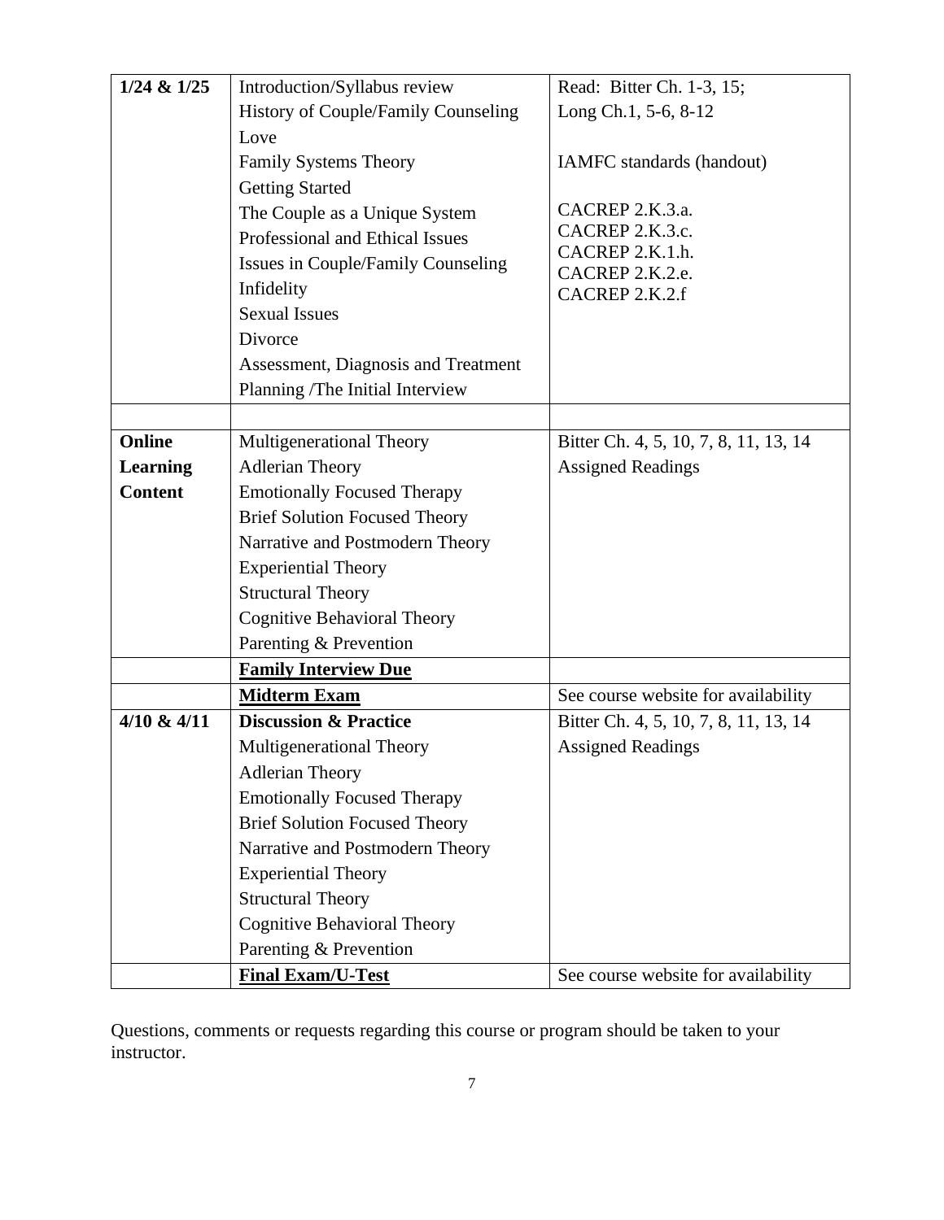| 1/24 & 1/25 | Introduction/Syllabus review<br>History of Couple/Family Counseling<br>Love<br>Family Systems Theory<br>Getting Started<br>The Couple as a Unique System<br>Professional and Ethical Issues<br>Issues in Couple/Family Counseling<br>Infidelity<br>Sexual Issues<br>Divorce<br>Assessment, Diagnosis and Treatment Planning /The Initial Interview | Read: Bitter Ch. 1-3, 15;<br>Long Ch.1, 5-6, 8-12<br><br>IAMFC standards (handout)<br><br>CACREP 2.K.3.a.<br>CACREP 2.K.3.c.<br>CACREP 2.K.1.h.<br>CACREP 2.K.2.e.<br>CACREP 2.K.2.f |
|---|---|---|
| | | |
| **Online Learning Content** | Multigenerational Theory<br>Adlerian Theory<br>Emotionally Focused Therapy<br>Brief Solution Focused Theory<br>Narrative and Postmodern Theory<br>Experiential Theory<br>Structural Theory<br>Cognitive Behavioral Theory<br>Parenting & Prevention | Bitter Ch. 4, 5, 10, 7, 8, 11, 13, 14<br>Assigned Readings |
| | **Family Interview Due** | |
| | **Midterm Exam** | See course website for availability |
| **4/10 & 4/11** | **Discussion & Practice**<br>Multigenerational Theory<br>Adlerian Theory<br>Emotionally Focused Therapy<br>Brief Solution Focused Theory<br>Narrative and Postmodern Theory<br>Experiential Theory<br>Structural Theory<br>Cognitive Behavioral Theory<br>Parenting & Prevention | Bitter Ch. 4, 5, 10, 7, 8, 11, 13, 14<br>Assigned Readings |
| | **Final Exam/U-Test** | See course website for availability |

Questions, comments or requests regarding this course or program should be taken to your instructor.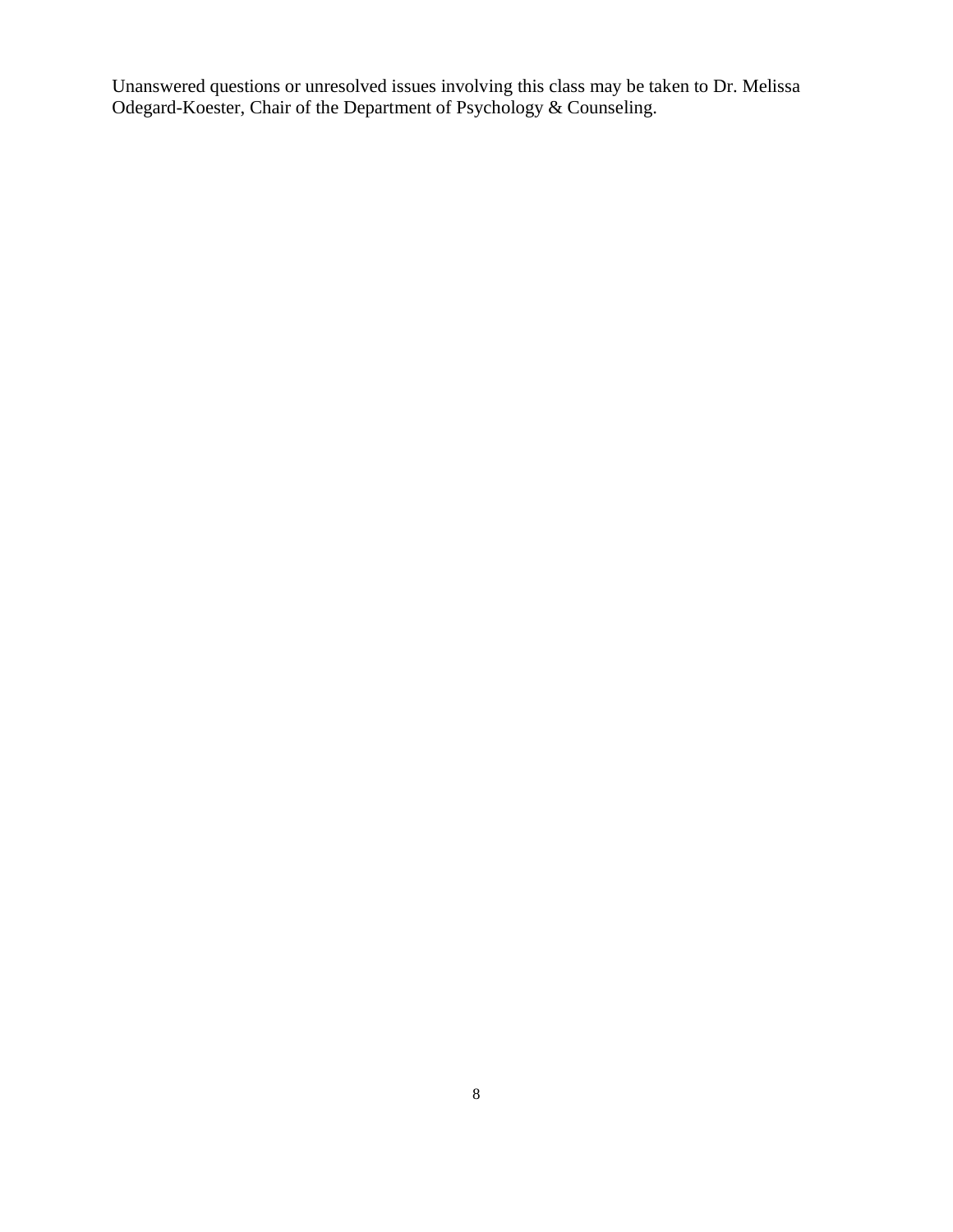Unanswered questions or unresolved issues involving this class may be taken to Dr. Melissa Odegard-Koester, Chair of the Department of Psychology & Counseling.